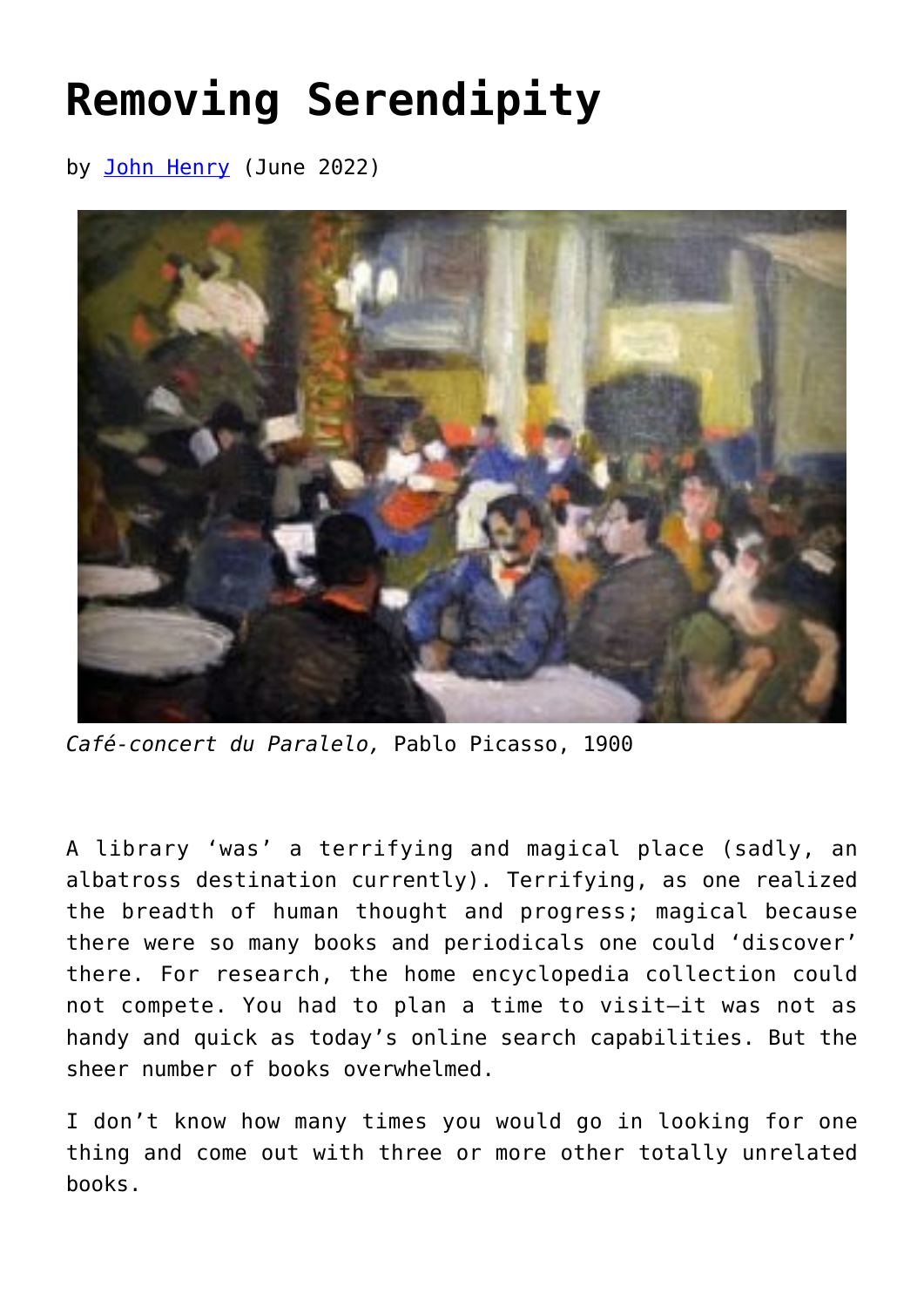# Removing Serendipity

by John Henry (June 2022)

*Café-concert du Paralelo,* Pablo Picasso, 1900

A library 'was' a terrifying and magical place (sadly, an albatross destination currently). Terrifying, as one realized the breadth of human thought and progress; magical because there were so many books and periodicals one could 'discover' there. For research, the home encyclopedia collection could not compete. You had to plan a time to visit—it was not as handy and quick as today's online search capabilities. But the sheer number of books overwhelmed.

I don't know how many times you would go in looking for one thing and come out with three or more other totally unrelated books.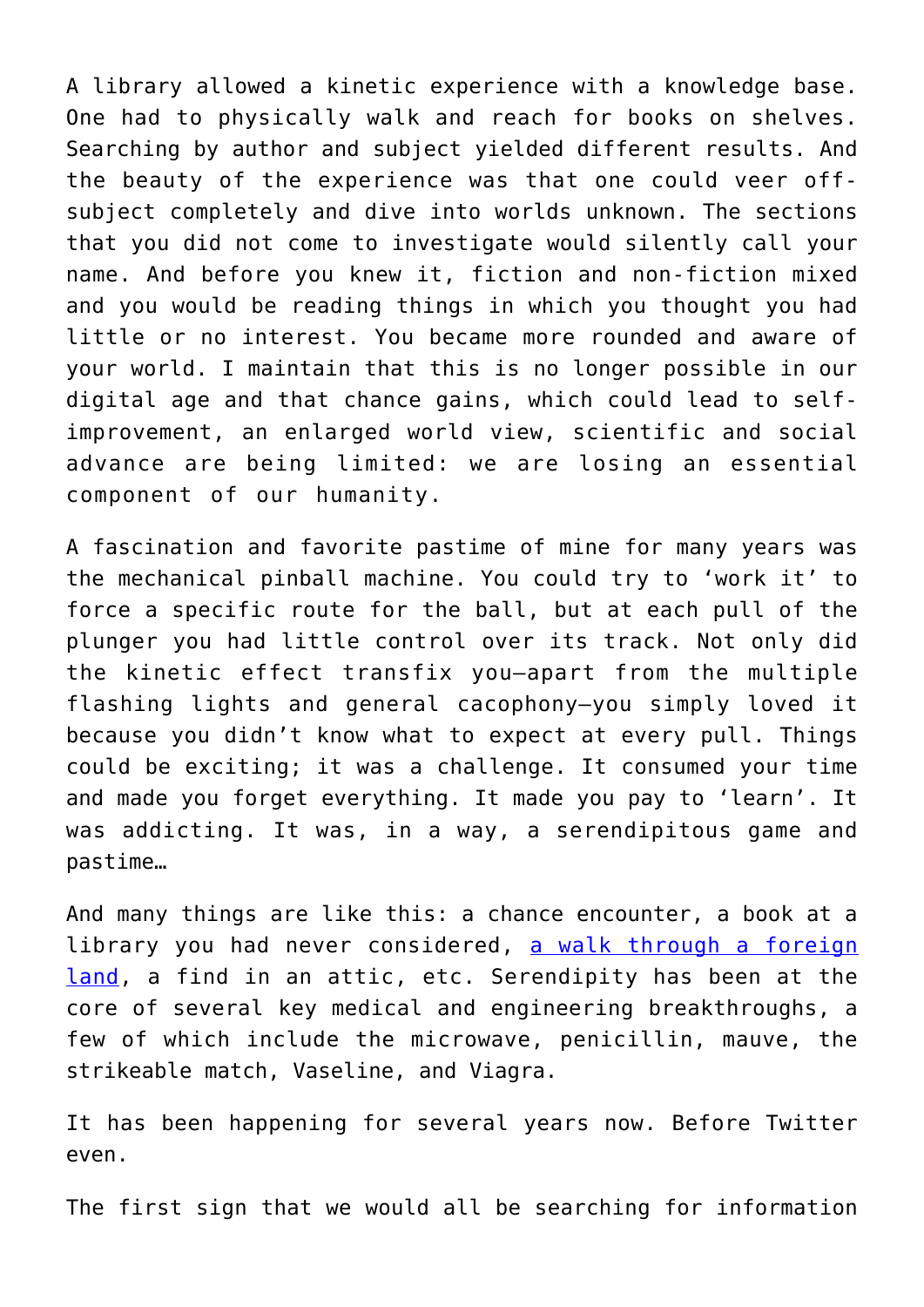A library allowed a kinetic experience with a knowledge base. One had to physically walk and reach for books on shelves. Searching by author and subject yielded different results. And the beauty of the experience was that one could veer off-subject completely and dive into worlds unknown. The sections that you did not come to investigate would silently call your name. And before you knew it, fiction and non-fiction mixed and you would be reading things in which you thought you had little or no interest. You became more rounded and aware of your world. I maintain that this is no longer possible in our digital age and that chance gains, which could lead to self-improvement, an enlarged world view, scientific and social advance are being limited: we are losing an essential component of our humanity.

A fascination and favorite pastime of mine for many years was the mechanical pinball machine. You could try to 'work it' to force a specific route for the ball, but at each pull of the plunger you had little control over its track. Not only did the kinetic effect transfix you—apart from the multiple flashing lights and general cacophony—you simply loved it because you didn't know what to expect at every pull. Things could be exciting; it was a challenge. It consumed your time and made you forget everything. It made you pay to 'learn'. It was addicting. It was, in a way, a serendipitous game and pastime…

And many things are like this: a chance encounter, a book at a library you had never considered, a walk through a foreign land, a find in an attic, etc. Serendipity has been at the core of several key medical and engineering breakthroughs, a few of which include the microwave, penicillin, mauve, the strikeable match, Vaseline, and Viagra.

It has been happening for several years now. Before Twitter even.

The first sign that we would all be searching for information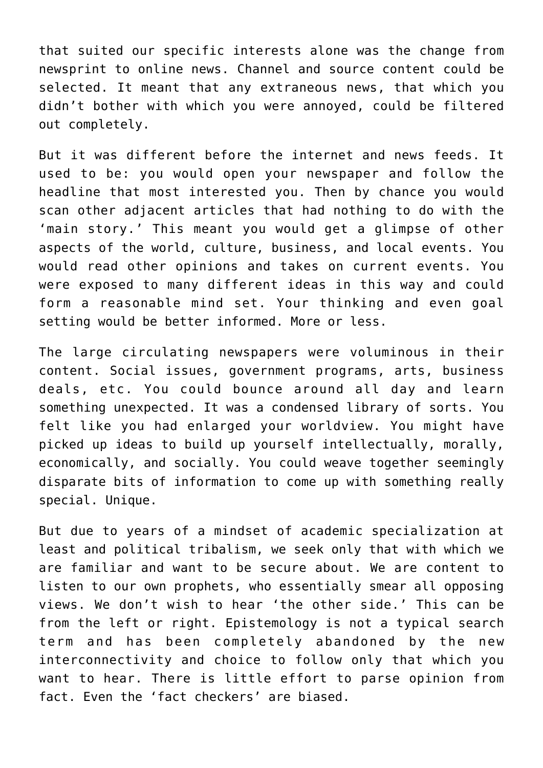that suited our specific interests alone was the change from newsprint to online news. Channel and source content could be selected. It meant that any extraneous news, that which you didn't bother with which you were annoyed, could be filtered out completely.

But it was different before the internet and news feeds. It used to be: you would open your newspaper and follow the headline that most interested you. Then by chance you would scan other adjacent articles that had nothing to do with the 'main story.' This meant you would get a glimpse of other aspects of the world, culture, business, and local events. You would read other opinions and takes on current events. You were exposed to many different ideas in this way and could form a reasonable mind set. Your thinking and even goal setting would be better informed. More or less.

The large circulating newspapers were voluminous in their content. Social issues, government programs, arts, business deals, etc. You could bounce around all day and learn something unexpected. It was a condensed library of sorts. You felt like you had enlarged your worldview. You might have picked up ideas to build up yourself intellectually, morally, economically, and socially. You could weave together seemingly disparate bits of information to come up with something really special. Unique.

But due to years of a mindset of academic specialization at least and political tribalism, we seek only that with which we are familiar and want to be secure about. We are content to listen to our own prophets, who essentially smear all opposing views. We don't wish to hear 'the other side.' This can be from the left or right. Epistemology is not a typical search term and has been completely abandoned by the new interconnectivity and choice to follow only that which you want to hear. There is little effort to parse opinion from fact. Even the 'fact checkers' are biased.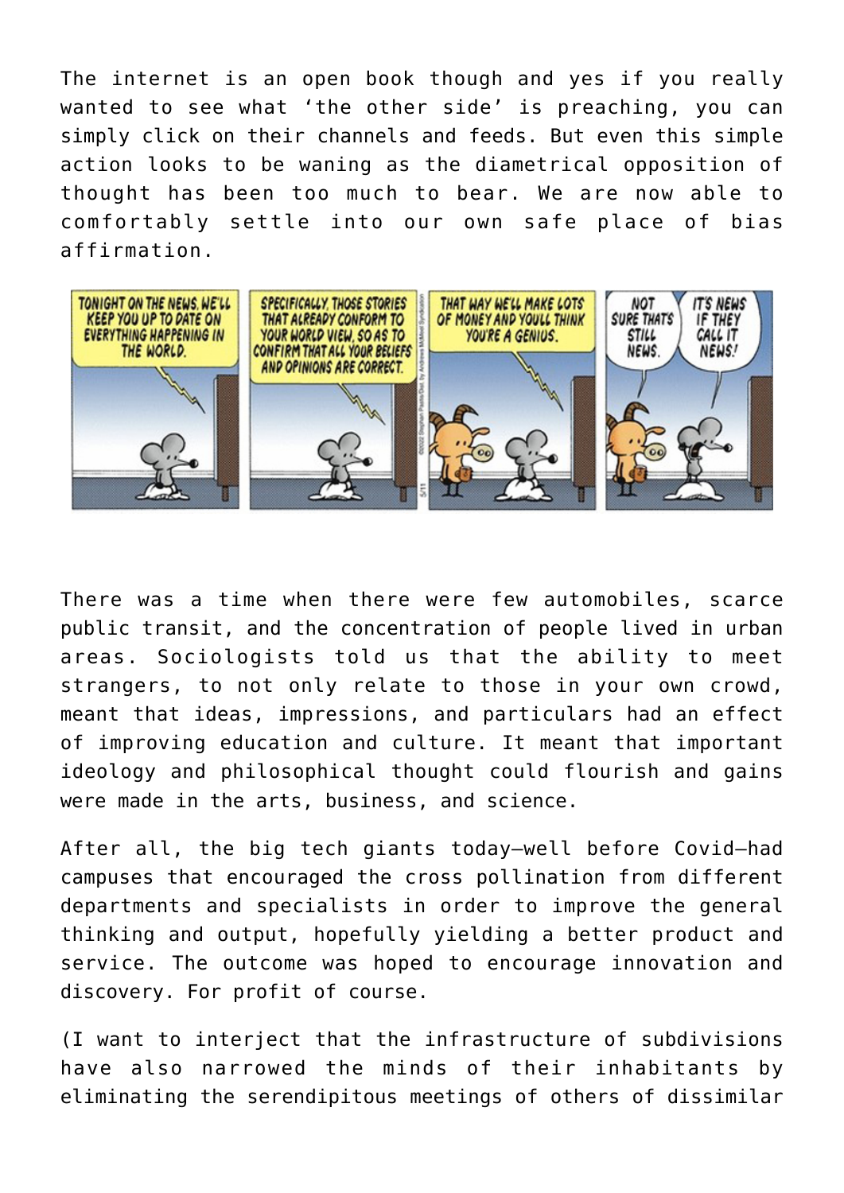The internet is an open book though and yes if you really wanted to see what 'the other side' is preaching, you can simply click on their channels and feeds. But even this simple action looks to be waning as the diametrical opposition of thought has been too much to bear. We are now able to comfortably settle into our own safe place of bias affirmation.

There was a time when there were few automobiles, scarce public transit, and the concentration of people lived in urban areas. Sociologists told us that the ability to meet strangers, to not only relate to those in your own crowd, meant that ideas, impressions, and particulars had an effect of improving education and culture. It meant that important ideology and philosophical thought could flourish and gains were made in the arts, business, and science.

After all, the big tech giants today—well before Covid—had campuses that encouraged the cross pollination from different departments and specialists in order to improve the general thinking and output, hopefully yielding a better product and service. The outcome was hoped to encourage innovation and discovery. For profit of course.

(I want to interject that the infrastructure of subdivisions have also narrowed the minds of their inhabitants by eliminating the serendipitous meetings of others of dissimilar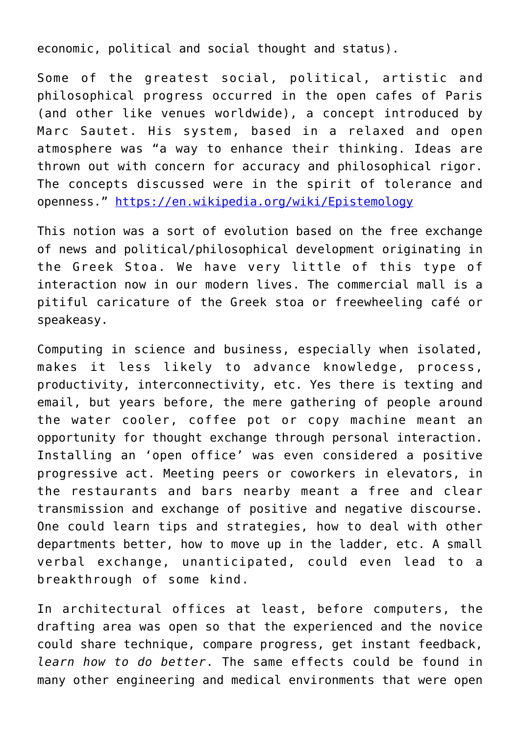economic, political and social thought and status).

Some of the greatest social, political, artistic and philosophical progress occurred in the open cafes of Paris (and other like venues worldwide), a concept introduced by Marc Sautet. His system, based in a relaxed and open atmosphere was "a way to enhance their thinking. Ideas are thrown out with concern for accuracy and philosophical rigor. The concepts discussed were in the spirit of tolerance and openness." [https://en.wikipedia.org/wiki/Epistemology](https://en.wikipedia.org/wiki/Epistemology)

This notion was a sort of evolution based on the free exchange of news and political/philosophical development originating in the Greek Stoa. We have very little of this type of interaction now in our modern lives. The commercial mall is a pitiful caricature of the Greek stoa or freewheeling café or speakeasy.

Computing in science and business, especially when isolated, makes it less likely to advance knowledge, process, productivity, interconnectivity, etc. Yes there is texting and email, but years before, the mere gathering of people around the water cooler, coffee pot or copy machine meant an opportunity for thought exchange through personal interaction. Installing an 'open office' was even considered a positive progressive act. Meeting peers or coworkers in elevators, in the restaurants and bars nearby meant a free and clear transmission and exchange of positive and negative discourse. One could learn tips and strategies, how to deal with other departments better, how to move up in the ladder, etc. A small verbal exchange, unanticipated, could even lead to a breakthrough of some kind.

In architectural offices at least, before computers, the drafting area was open so that the experienced and the novice could share technique, compare progress, get instant feedback, *learn how to do better*. The same effects could be found in many other engineering and medical environments that were open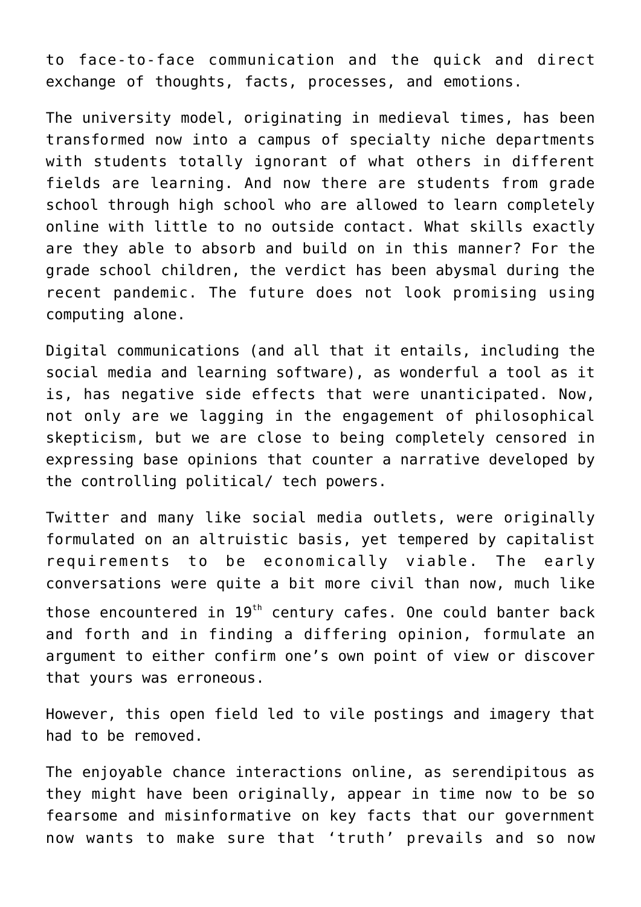to face-to-face communication and the quick and direct exchange of thoughts, facts, processes, and emotions.

The university model, originating in medieval times, has been transformed now into a campus of specialty niche departments with students totally ignorant of what others in different fields are learning. And now there are students from grade school through high school who are allowed to learn completely online with little to no outside contact. What skills exactly are they able to absorb and build on in this manner? For the grade school children, the verdict has been abysmal during the recent pandemic. The future does not look promising using computing alone.

Digital communications (and all that it entails, including the social media and learning software), as wonderful a tool as it is, has negative side effects that were unanticipated. Now, not only are we lagging in the engagement of philosophical skepticism, but we are close to being completely censored in expressing base opinions that counter a narrative developed by the controlling political/ tech powers.

Twitter and many like social media outlets, were originally formulated on an altruistic basis, yet tempered by capitalist requirements to be economically viable. The early conversations were quite a bit more civil than now, much like those encountered in 19th century cafes. One could banter back and forth and in finding a differing opinion, formulate an argument to either confirm one's own point of view or discover that yours was erroneous.

However, this open field led to vile postings and imagery that had to be removed.

The enjoyable chance interactions online, as serendipitous as they might have been originally, appear in time now to be so fearsome and misinformative on key facts that our government now wants to make sure that 'truth' prevails and so now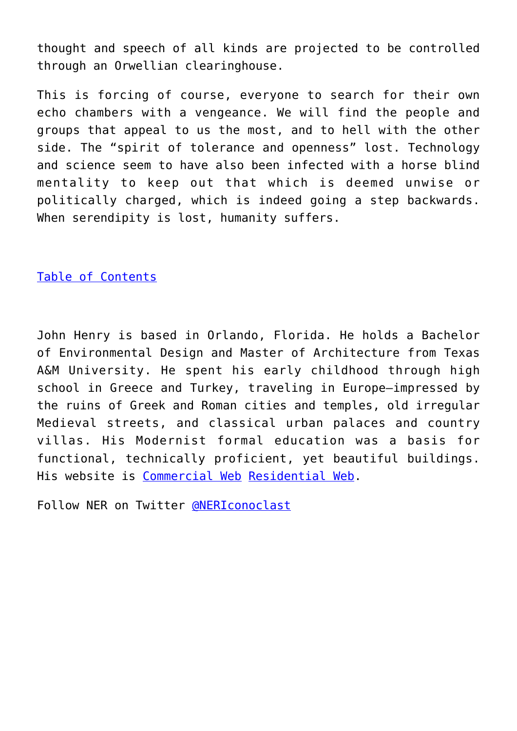thought and speech of all kinds are projected to be controlled through an Orwellian clearinghouse.

This is forcing of course, everyone to search for their own echo chambers with a vengeance. We will find the people and groups that appeal to us the most, and to hell with the other side. The "spirit of tolerance and openness" lost. Technology and science seem to have also been infected with a horse blind mentality to keep out that which is deemed unwise or politically charged, which is indeed going a step backwards. When serendipity is lost, humanity suffers.

Table of Contents

John Henry is based in Orlando, Florida. He holds a Bachelor of Environmental Design and Master of Architecture from Texas A&M University. He spent his early childhood through high school in Greece and Turkey, traveling in Europe—impressed by the ruins of Greek and Roman cities and temples, old irregular Medieval streets, and classical urban palaces and country villas. His Modernist formal education was a basis for functional, technically proficient, yet beautiful buildings. His website is Commercial Web Residential Web.

Follow NER on Twitter @NERIconoclast